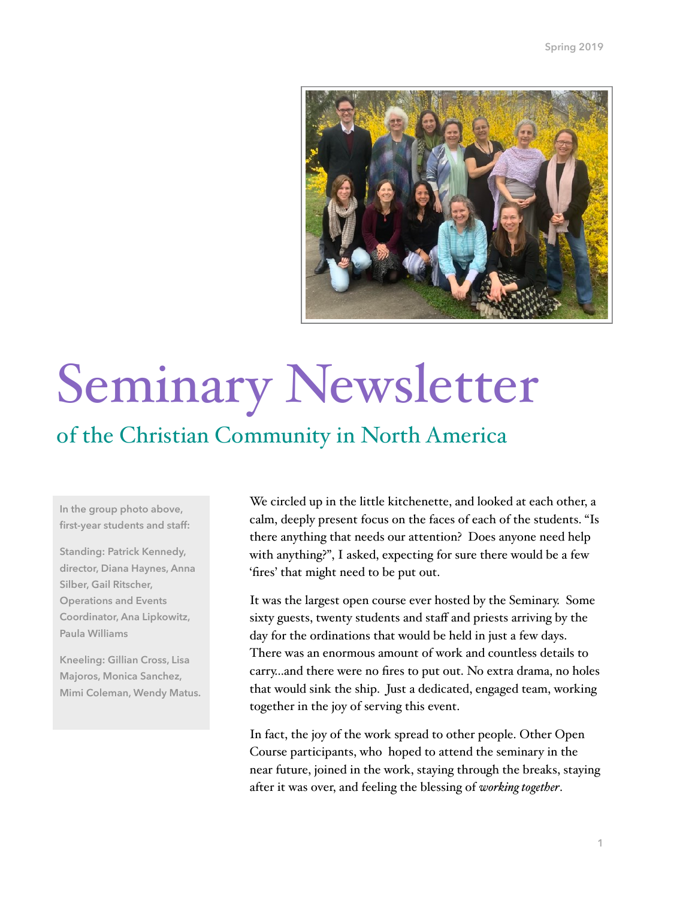# Seminary Newsletter

## of the Christian Community in North America

In the group photo above, first-year students and staff:

Standing: Patrick Kennedy, director, Diana Haynes, Anna Silber, Gail Ritscher, Operations and Events Coordinator, Ana Lipkowitz, Paula Williams

Kneeling: Gillian Cross, Lisa Majoros, Monica Sanchez, Mimi Coleman, Wendy Matus.

We circled up in the little kitchenette, and looked at each other, a calm, deeply present focus on the faces of each of the students. "Is there anything that needs our attention? Does anyone need help with anything?", I asked, expecting for sure there would be a few 'fires' that might need to be put out.

It was the largest open course ever hosted by the Seminary. Some sixty guests, twenty students and staff and priests arriving by the day for the ordinations that would be held in just a few days. There was an enormous amount of work and countless details to carry...and there were no fires to put out. No extra drama, no holes that would sink the ship. Just a dedicated, engaged team, working together in the joy of serving this event.

In fact, the joy of the work spread to other people. Other Open Course participants, who hoped to attend the seminary in the near future, joined in the work, staying through the breaks, staying after it was over, and feeling the blessing of *working together*.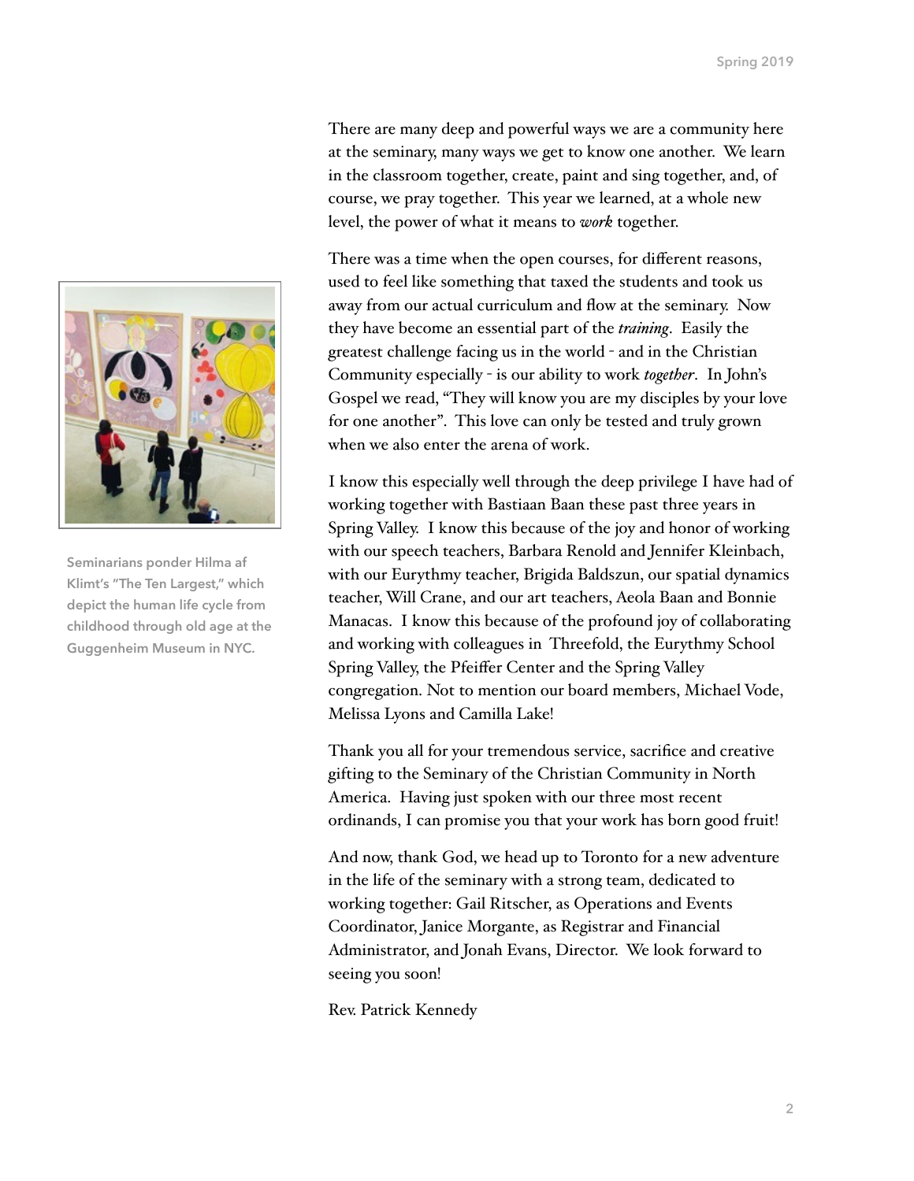There are many deep and powerful ways we are a community here at the seminary, many ways we get to know one another. We learn in the classroom together, create, paint and sing together, and, of course, we pray together. This year we learned, at a whole new level, the power of what it means to *work* together.

There was a time when the open courses, for different reasons, used to feel like something that taxed the students and took us away from our actual curriculum and flow at the seminary. Now they have become an essential part of the ***training***. Easily the greatest challenge facing us in the world – and in the Christian Community especially – is our ability to work *together*. In John's Gospel we read, "They will know you are my disciples by your love for one another". This love can only be tested and truly grown when we also enter the arena of work.

I know this especially well through the deep privilege I have had of working together with Bastiaan Baan these past three years in Spring Valley. I know this because of the joy and honor of working with our speech teachers, Barbara Renold and Jennifer Kleinbach, with our Eurythmy teacher, Brigida Baldszun, our spatial dynamics teacher, Will Crane, and our art teachers, Aeola Baan and Bonnie Manacas. I know this because of the profound joy of collaborating and working with colleagues in Threefold, the Eurythmy School Spring Valley, the Pfeiffer Center and the Spring Valley congregation. Not to mention our board members, Michael Vode, Melissa Lyons and Camilla Lake!

Thank you all for your tremendous service, sacrifice and creative gifting to the Seminary of the Christian Community in North America. Having just spoken with our three most recent ordinands, I can promise you that your work has born good fruit!

And now, thank God, we head up to Toronto for a new adventure in the life of the seminary with a strong team, dedicated to working together: Gail Ritscher, as Operations and Events Coordinator, Janice Morgante, as Registrar and Financial Administrator, and Jonah Evans, Director. We look forward to seeing you soon!

Rev. Patrick Kennedy

Seminarians ponder Hilma af Klimt's "The Ten Largest," which depict the human life cycle from childhood through old age at the Guggenheim Museum in NYC.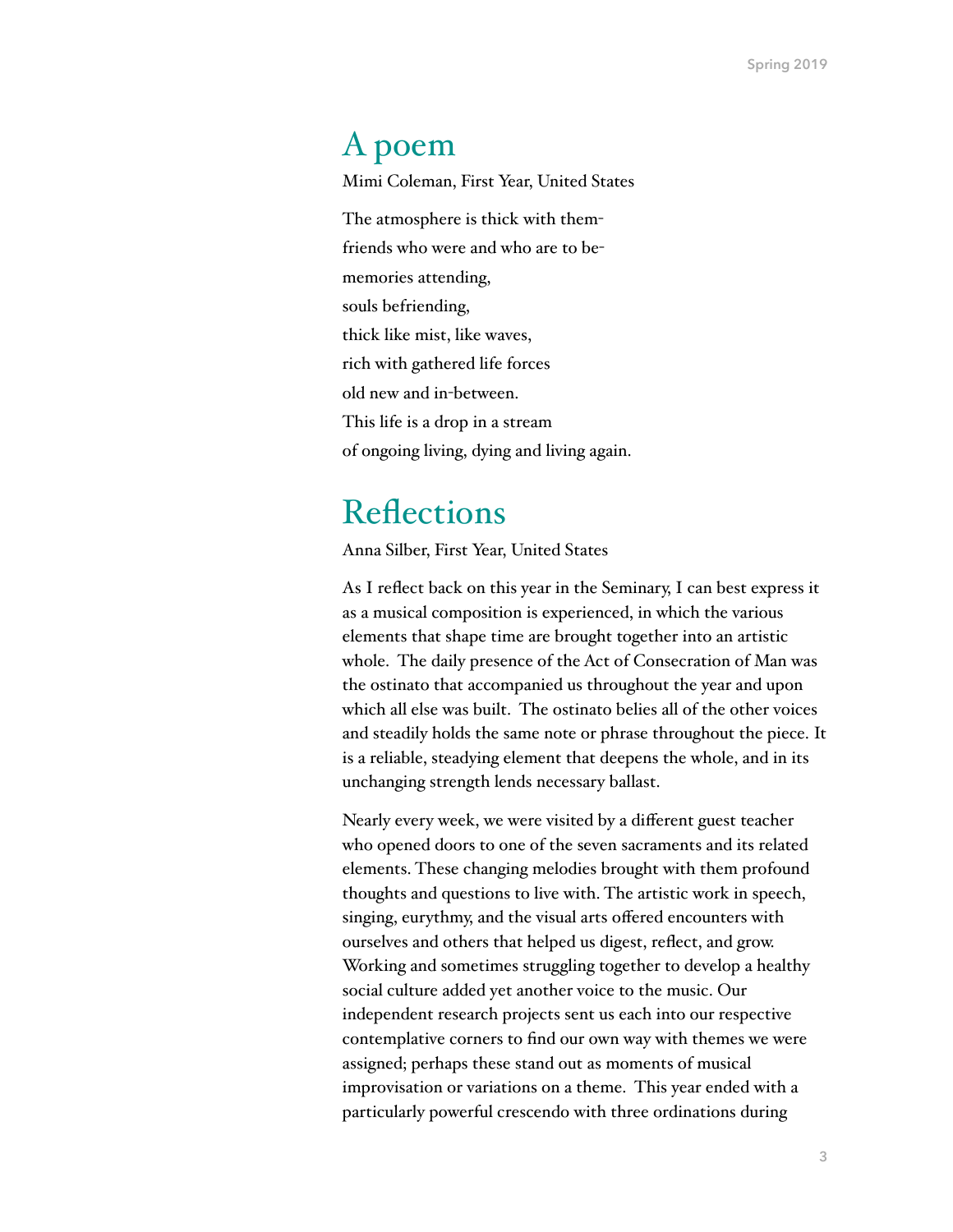## A poem

Mimi Coleman, First Year, United States

The atmosphere is thick with them-  
friends who were and who are to be-  
memories attending,  
souls befriending,  
thick like mist, like waves,  
rich with gathered life forces  
old new and in-between.  
This life is a drop in a stream  
of ongoing living, dying and living again.

## Reflections

Anna Silber, First Year, United States

As I reflect back on this year in the Seminary, I can best express it as a musical composition is experienced, in which the various elements that shape time are brought together into an artistic whole. The daily presence of the Act of Consecration of Man was the ostinato that accompanied us throughout the year and upon which all else was built. The ostinato belies all of the other voices and steadily holds the same note or phrase throughout the piece. It is a reliable, steadying element that deepens the whole, and in its unchanging strength lends necessary ballast.

Nearly every week, we were visited by a different guest teacher who opened doors to one of the seven sacraments and its related elements. These changing melodies brought with them profound thoughts and questions to live with. The artistic work in speech, singing, eurythmy, and the visual arts offered encounters with ourselves and others that helped us digest, reflect, and grow. Working and sometimes struggling together to develop a healthy social culture added yet another voice to the music. Our independent research projects sent us each into our respective contemplative corners to find our own way with themes we were assigned; perhaps these stand out as moments of musical improvisation or variations on a theme. This year ended with a particularly powerful crescendo with three ordinations during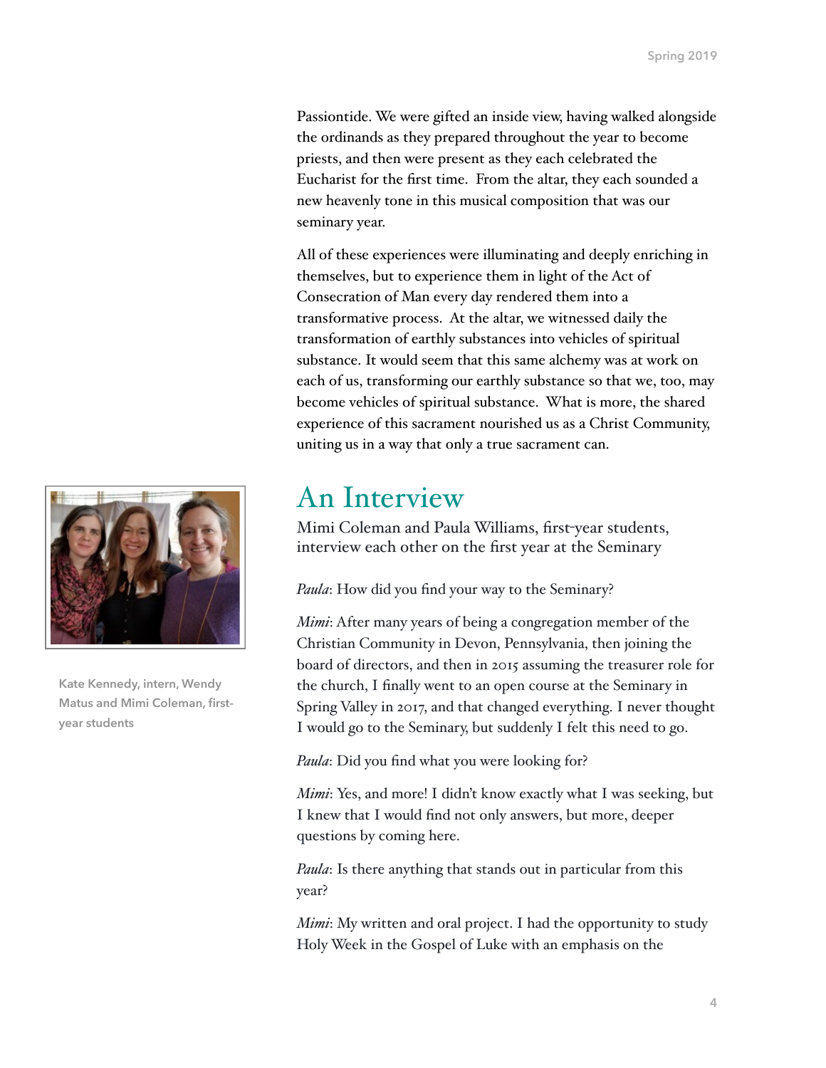Passiontide. We were gifted an inside view, having walked alongside the ordinands as they prepared throughout the year to become priests, and then were present as they each celebrated the Eucharist for the first time. From the altar, they each sounded a new heavenly tone in this musical composition that was our seminary year.

All of these experiences were illuminating and deeply enriching in themselves, but to experience them in light of the Act of Consecration of Man every day rendered them into a transformative process. At the altar, we witnessed daily the transformation of earthly substances into vehicles of spiritual substance. It would seem that this same alchemy was at work on each of us, transforming our earthly substance so that we, too, may become vehicles of spiritual substance. What is more, the shared experience of this sacrament nourished us as a Christ Community, uniting us in a way that only a true sacrament can.

## An Interview

Mimi Coleman and Paula Williams, first-year students, interview each other on the first year at the Seminary

Kate Kennedy, intern, Wendy Matus and Mimi Coleman, first-year students

*Paula*: How did you find your way to the Seminary?

*Mimi*: After many years of being a congregation member of the Christian Community in Devon, Pennsylvania, then joining the board of directors, and then in 2015 assuming the treasurer role for the church, I finally went to an open course at the Seminary in Spring Valley in 2017, and that changed everything. I never thought I would go to the Seminary, but suddenly I felt this need to go.

*Paula*: Did you find what you were looking for?

*Mimi*: Yes, and more! I didn't know exactly what I was seeking, but I knew that I would find not only answers, but more, deeper questions by coming here.

*Paula*: Is there anything that stands out in particular from this year?

*Mimi*: My written and oral project. I had the opportunity to study Holy Week in the Gospel of Luke with an emphasis on the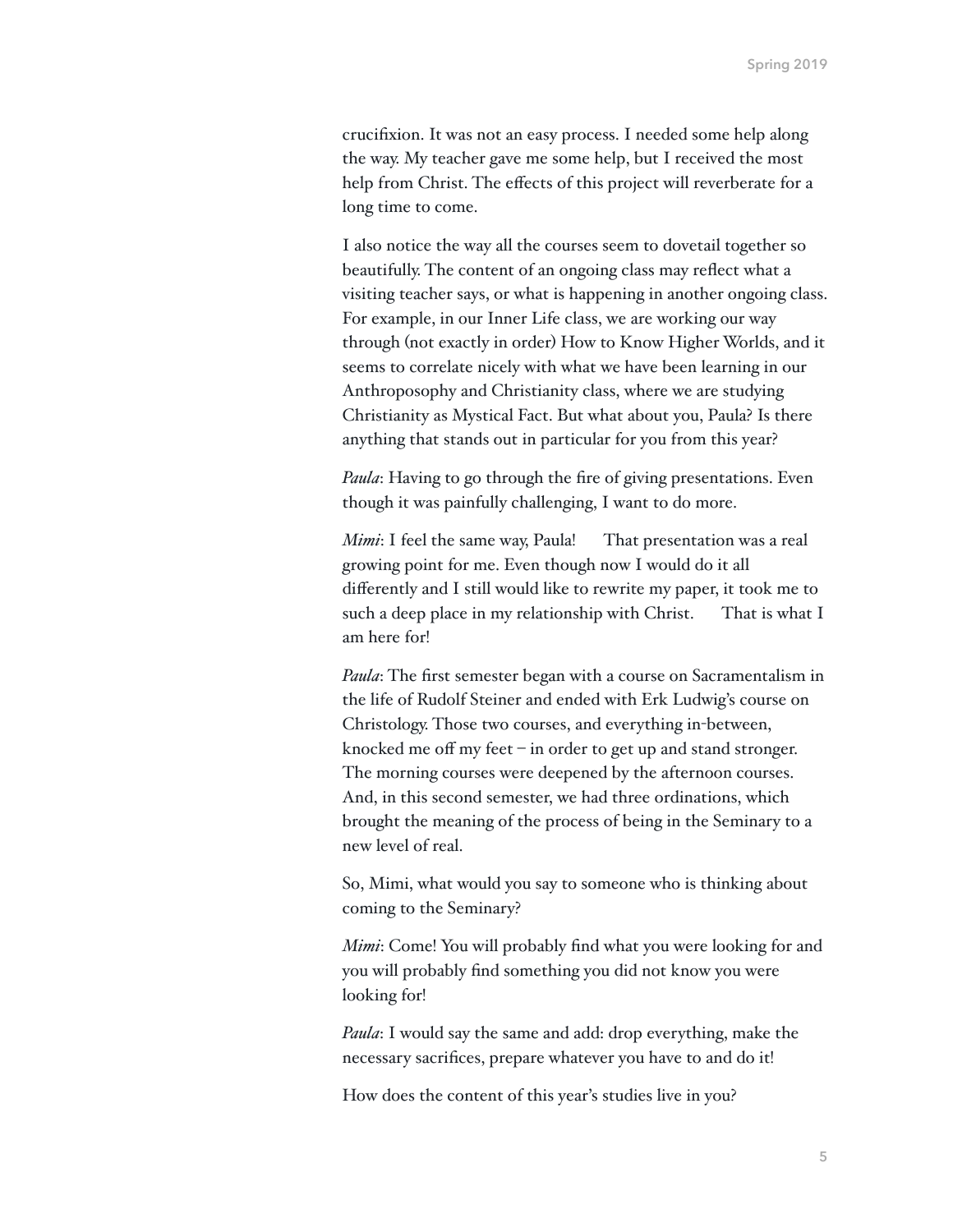crucifixion. It was not an easy process. I needed some help along the way. My teacher gave me some help, but I received the most help from Christ. The effects of this project will reverberate for a long time to come.

I also notice the way all the courses seem to dovetail together so beautifully. The content of an ongoing class may reflect what a visiting teacher says, or what is happening in another ongoing class. For example, in our Inner Life class, we are working our way through (not exactly in order) How to Know Higher Worlds, and it seems to correlate nicely with what we have been learning in our Anthroposophy and Christianity class, where we are studying Christianity as Mystical Fact. But what about you, Paula? Is there anything that stands out in particular for you from this year?

*Paula*: Having to go through the fire of giving presentations. Even though it was painfully challenging, I want to do more.

*Mimi*: I feel the same way, Paula! That presentation was a real growing point for me. Even though now I would do it all differently and I still would like to rewrite my paper, it took me to such a deep place in my relationship with Christ. That is what I am here for!

*Paula*: The first semester began with a course on Sacramentalism in the life of Rudolf Steiner and ended with Erk Ludwig's course on Christology. Those two courses, and everything in-between, knocked me off my feet – in order to get up and stand stronger. The morning courses were deepened by the afternoon courses. And, in this second semester, we had three ordinations, which brought the meaning of the process of being in the Seminary to a new level of real.

So, Mimi, what would you say to someone who is thinking about coming to the Seminary?

*Mimi*: Come! You will probably find what you were looking for and you will probably find something you did not know you were looking for!

*Paula*: I would say the same and add: drop everything, make the necessary sacrifices, prepare whatever you have to and do it!

How does the content of this year's studies live in you?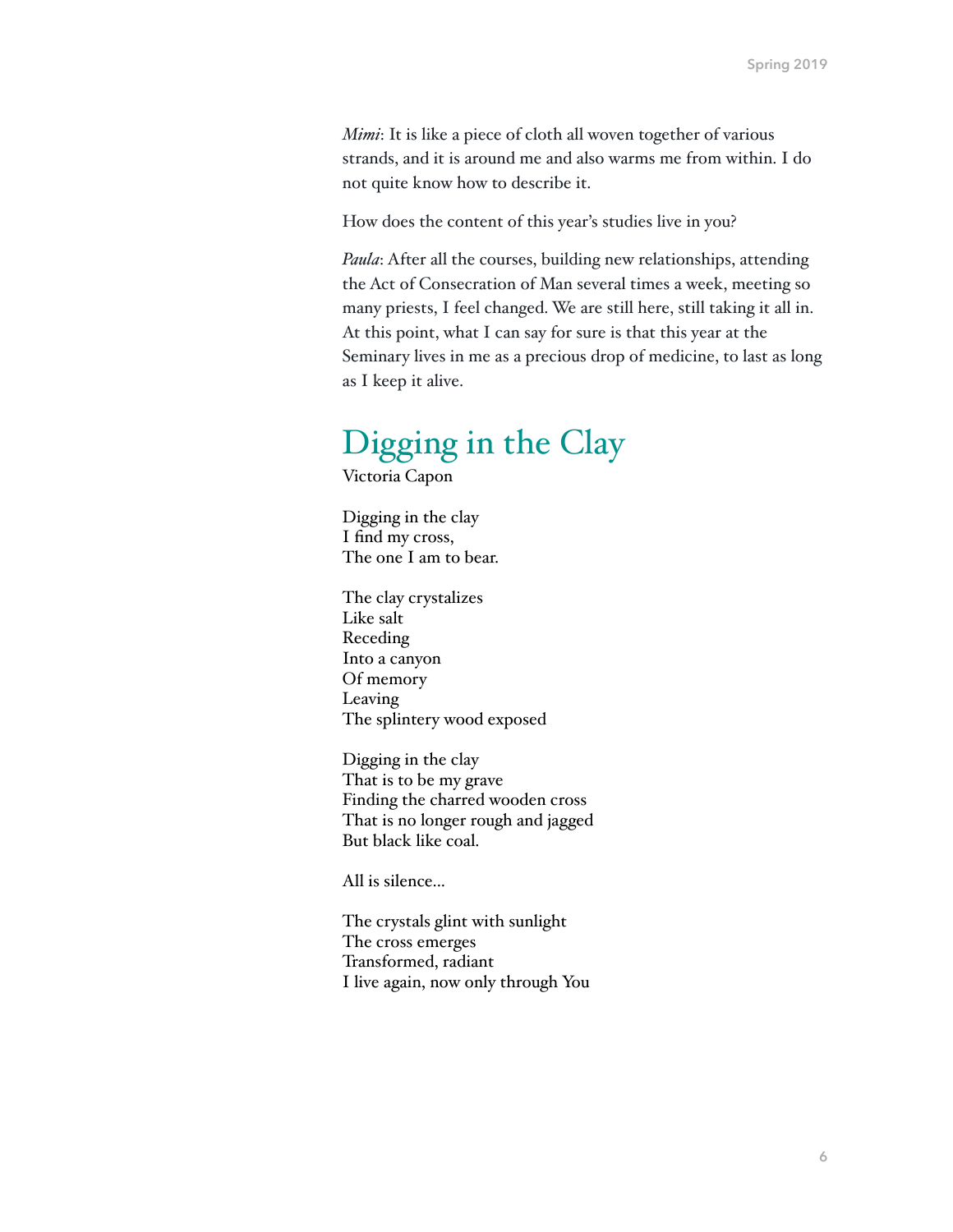*Mimi*: It is like a piece of cloth all woven together of various strands, and it is around me and also warms me from within. I do not quite know how to describe it.

How does the content of this year's studies live in you?

*Paula*: After all the courses, building new relationships, attending the Act of Consecration of Man several times a week, meeting so many priests, I feel changed. We are still here, still taking it all in. At this point, what I can say for sure is that this year at the Seminary lives in me as a precious drop of medicine, to last as long as I keep it alive.

## Digging in the Clay

Victoria Capon

Digging in the clay  
I find my cross,  
The one I am to bear.

The clay crystalizes  
Like salt  
Receding  
Into a canyon  
Of memory  
Leaving  
The splintery wood exposed

Digging in the clay  
That is to be my grave  
Finding the charred wooden cross  
That is no longer rough and jagged  
But black like coal.

All is silence...

The crystals glint with sunlight  
The cross emerges  
Transformed, radiant  
I live again, now only through You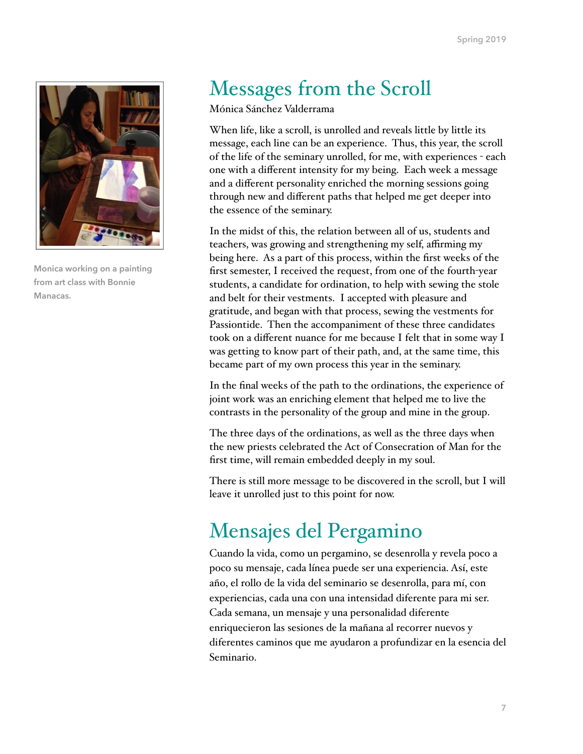Monica working on a painting from art class with Bonnie Manacas.

# Messages from the Scroll

Mónica Sánchez Valderrama

When life, like a scroll, is unrolled and reveals little by little its message, each line can be an experience. Thus, this year, the scroll of the life of the seminary unrolled, for me, with experiences - each one with a different intensity for my being. Each week a message and a different personality enriched the morning sessions going through new and different paths that helped me get deeper into the essence of the seminary.

In the midst of this, the relation between all of us, students and teachers, was growing and strengthening my self, affirming my being here. As a part of this process, within the first weeks of the first semester, I received the request, from one of the fourth-year students, a candidate for ordination, to help with sewing the stole and belt for their vestments. I accepted with pleasure and gratitude, and began with that process, sewing the vestments for Passiontide. Then the accompaniment of these three candidates took on a different nuance for me because I felt that in some way I was getting to know part of their path, and, at the same time, this became part of my own process this year in the seminary.

In the final weeks of the path to the ordinations, the experience of joint work was an enriching element that helped me to live the contrasts in the personality of the group and mine in the group.

The three days of the ordinations, as well as the three days when the new priests celebrated the Act of Consecration of Man for the first time, will remain embedded deeply in my soul.

There is still more message to be discovered in the scroll, but I will leave it unrolled just to this point for now.

# Mensajes del Pergamino

Cuando la vida, como un pergamino, se desenrolla y revela poco a poco su mensaje, cada línea puede ser una experiencia. Así, este año, el rollo de la vida del seminario se desenrolla, para mí, con experiencias, cada una con una intensidad diferente para mi ser. Cada semana, un mensaje y una personalidad diferente enriquecieron las sesiones de la mañana al recorrer nuevos y diferentes caminos que me ayudaron a profundizar en la esencia del Seminario.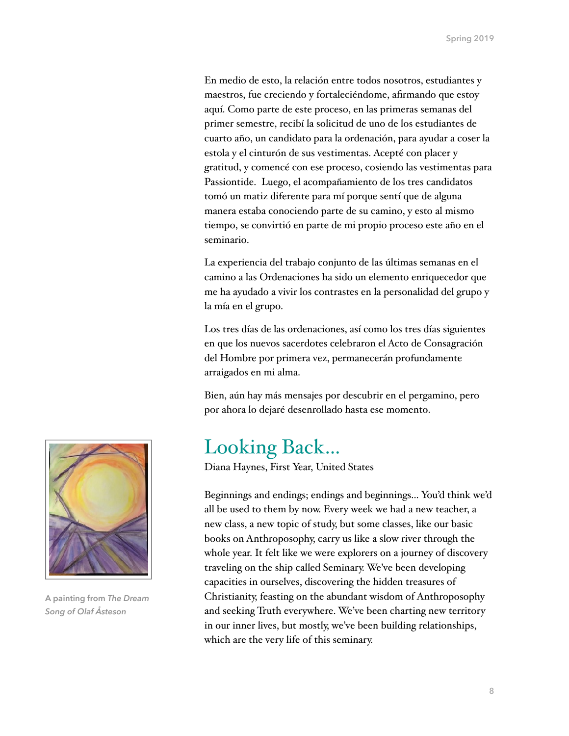En medio de esto, la relación entre todos nosotros, estudiantes y maestros, fue creciendo y fortaleciéndome, afirmando que estoy aquí. Como parte de este proceso, en las primeras semanas del primer semestre, recibí la solicitud de uno de los estudiantes de cuarto año, un candidato para la ordenación, para ayudar a coser la estola y el cinturón de sus vestimentas. Acepté con placer y gratitud, y comencé con ese proceso, cosiendo las vestimentas para Passiontide. Luego, el acompañamiento de los tres candidatos tomó un matiz diferente para mí porque sentí que de alguna manera estaba conociendo parte de su camino, y esto al mismo tiempo, se convirtió en parte de mi propio proceso este año en el seminario.

La experiencia del trabajo conjunto de las últimas semanas en el camino a las Ordenaciones ha sido un elemento enriquecedor que me ha ayudado a vivir los contrastes en la personalidad del grupo y la mía en el grupo.

Los tres días de las ordenaciones, así como los tres días siguientes en que los nuevos sacerdotes celebraron el Acto de Consagración del Hombre por primera vez, permanecerán profundamente arraigados en mi alma.

Bien, aún hay más mensajes por descubrir en el pergamino, pero por ahora lo dejaré desenrollado hasta ese momento.

## Looking Back...

Diana Haynes, First Year, United States

Beginnings and endings; endings and beginnings... You'd think we'd all be used to them by now. Every week we had a new teacher, a new class, a new topic of study, but some classes, like our basic books on Anthroposophy, carry us like a slow river through the whole year. It felt like we were explorers on a journey of discovery traveling on the ship called Seminary. We've been developing capacities in ourselves, discovering the hidden treasures of Christianity, feasting on the abundant wisdom of Anthroposophy and seeking Truth everywhere. We've been charting new territory in our inner lives, but mostly, we've been building relationships, which are the very life of this seminary.

A painting from *The Dream Song of Olaf Åsteson*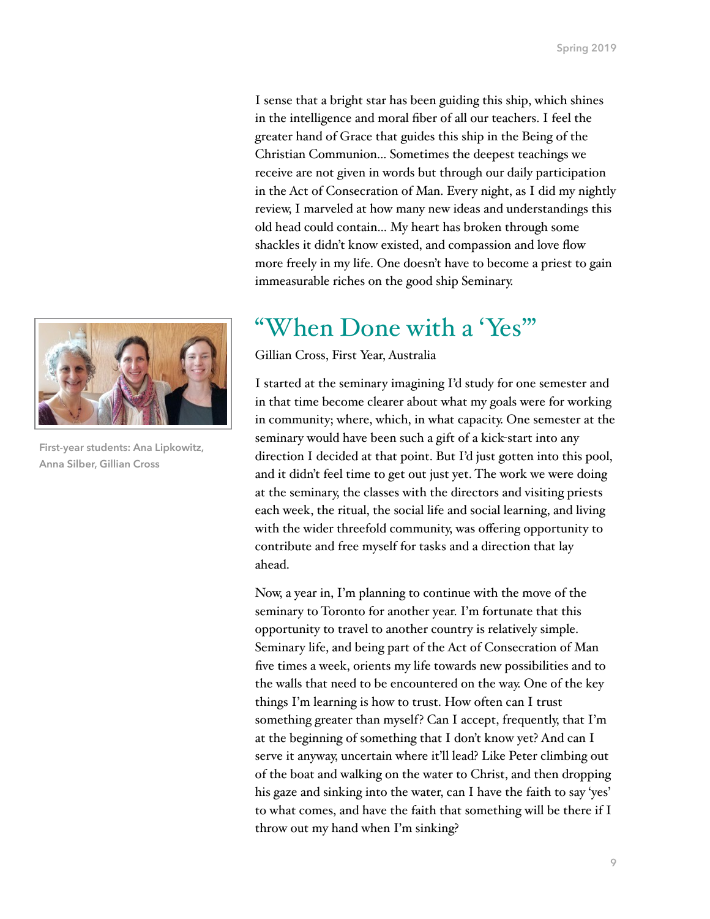I sense that a bright star has been guiding this ship, which shines in the intelligence and moral fiber of all our teachers. I feel the greater hand of Grace that guides this ship in the Being of the Christian Communion… Sometimes the deepest teachings we receive are not given in words but through our daily participation in the Act of Consecration of Man. Every night, as I did my nightly review, I marveled at how many new ideas and understandings this old head could contain… My heart has broken through some shackles it didn't know existed, and compassion and love flow more freely in my life. One doesn't have to become a priest to gain immeasurable riches on the good ship Seminary.

First-year students: Ana Lipkowitz, Anna Silber, Gillian Cross

## "When Done with a 'Yes'"

Gillian Cross, First Year, Australia

I started at the seminary imagining I'd study for one semester and in that time become clearer about what my goals were for working in community; where, which, in what capacity. One semester at the seminary would have been such a gift of a kick-start into any direction I decided at that point. But I'd just gotten into this pool, and it didn't feel time to get out just yet. The work we were doing at the seminary, the classes with the directors and visiting priests each week, the ritual, the social life and social learning, and living with the wider threefold community, was offering opportunity to contribute and free myself for tasks and a direction that lay ahead.

Now, a year in, I'm planning to continue with the move of the seminary to Toronto for another year. I'm fortunate that this opportunity to travel to another country is relatively simple. Seminary life, and being part of the Act of Consecration of Man five times a week, orients my life towards new possibilities and to the walls that need to be encountered on the way. One of the key things I'm learning is how to trust. How often can I trust something greater than myself? Can I accept, frequently, that I'm at the beginning of something that I don't know yet? And can I serve it anyway, uncertain where it'll lead? Like Peter climbing out of the boat and walking on the water to Christ, and then dropping his gaze and sinking into the water, can I have the faith to say 'yes' to what comes, and have the faith that something will be there if I throw out my hand when I'm sinking?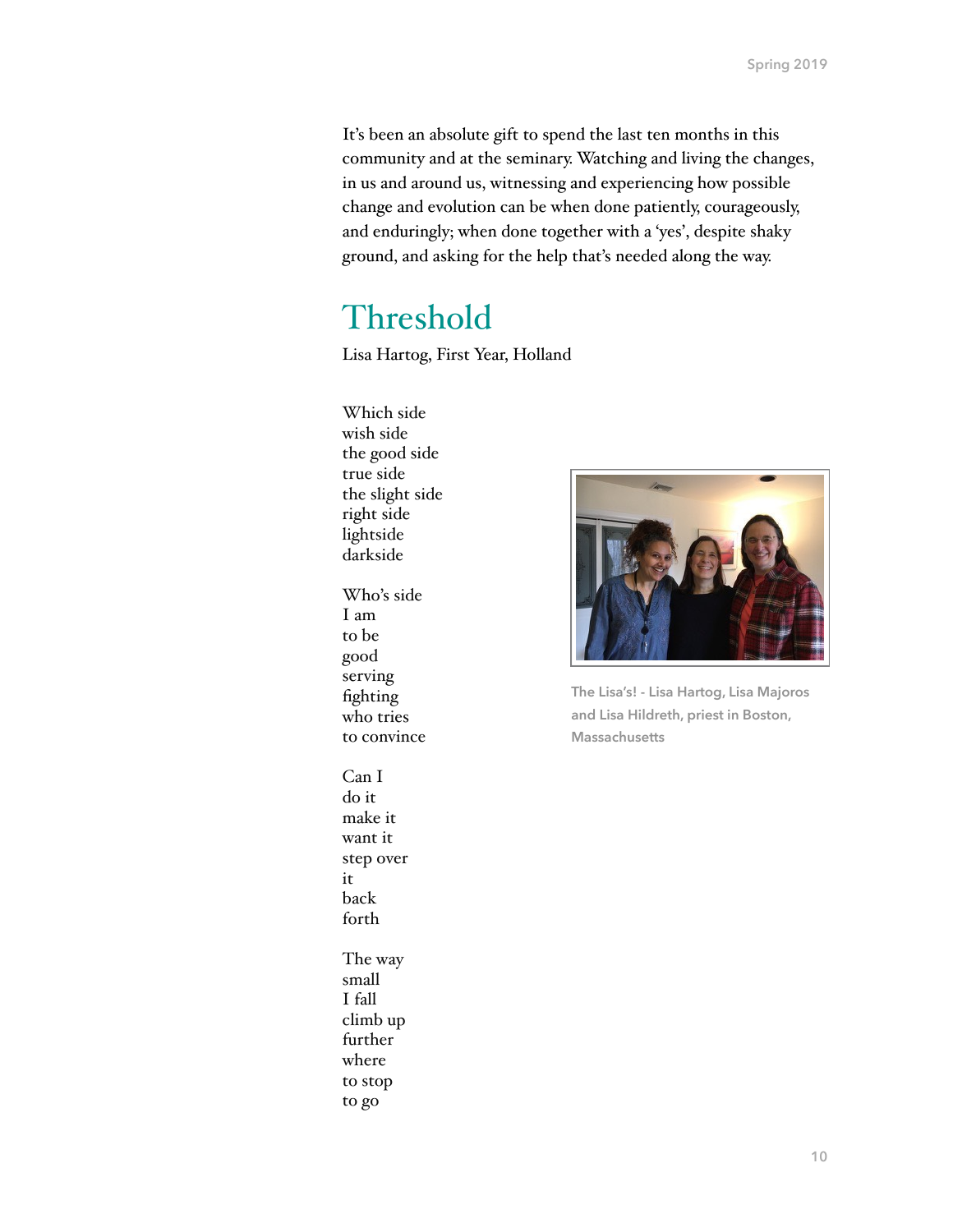It's been an absolute gift to spend the last ten months in this community and at the seminary. Watching and living the changes, in us and around us, witnessing and experiencing how possible change and evolution can be when done patiently, courageously, and enduringly; when done together with a 'yes', despite shaky ground, and asking for the help that's needed along the way.

## Threshold

Lisa Hartog, First Year, Holland

Which side  
wish side  
the good side  
true side  
the slight side  
right side  
lightside  
darkside

Who's side  
I am  
to be  
good  
serving  
fighting  
who tries  
to convince

Can I  
do it  
make it  
want it  
step over  
it  
back  
forth

The way  
small  
I fall  
climb up  
further  
where  
to stop  
to go

The Lisa's! - Lisa Hartog, Lisa Majoros and Lisa Hildreth, priest in Boston, Massachusetts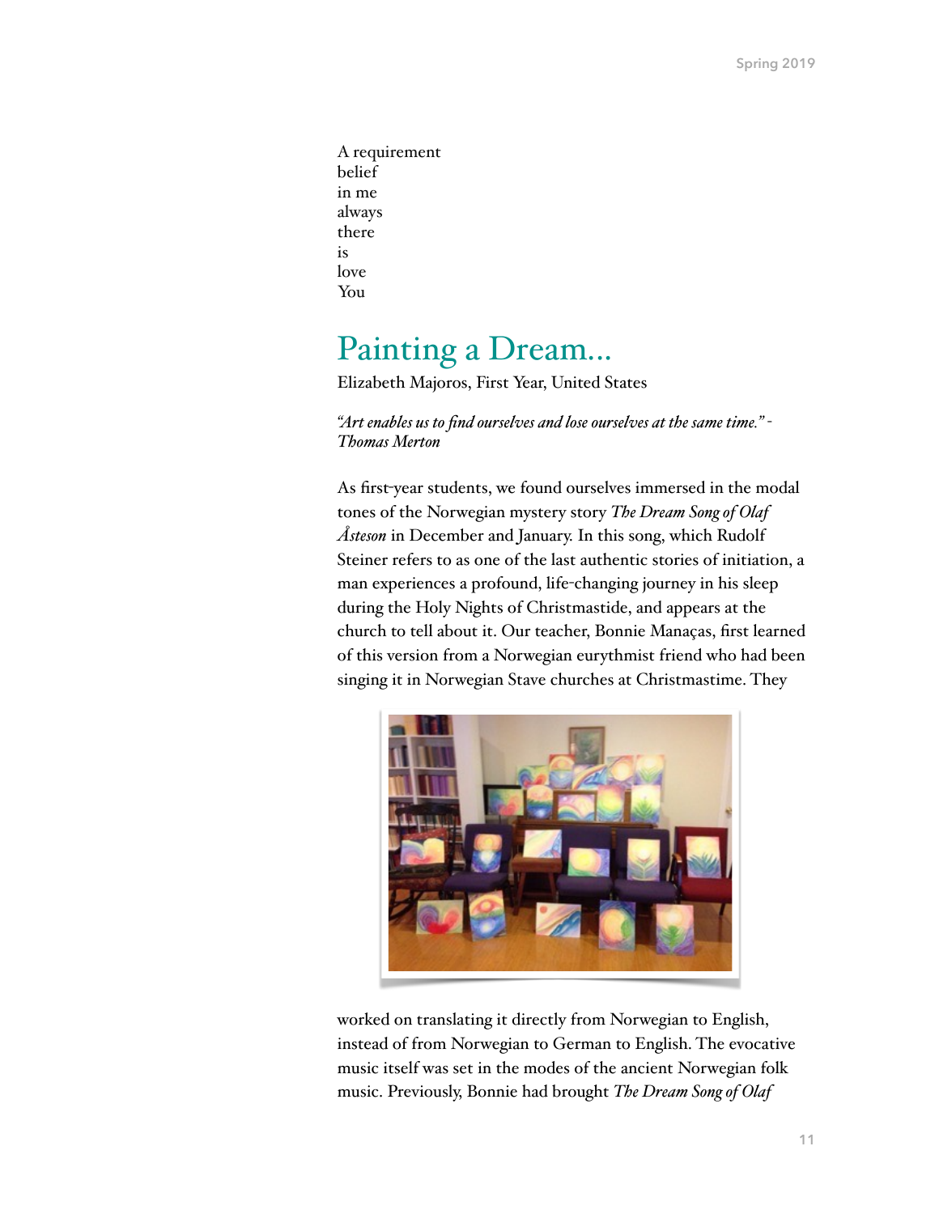A requirement
belief
in me
always
there
is
love
You

## Painting a Dream...

Elizabeth Majoros, First Year, United States

*"Art enables us to find ourselves and lose ourselves at the same time." - Thomas Merton*

As first-year students, we found ourselves immersed in the modal tones of the Norwegian mystery story *The Dream Song of Olaf Åsteson* in December and January. In this song, which Rudolf Steiner refers to as one of the last authentic stories of initiation, a man experiences a profound, life-changing journey in his sleep during the Holy Nights of Christmastide, and appears at the church to tell about it. Our teacher, Bonnie Manaças, first learned of this version from a Norwegian eurythmist friend who had been singing it in Norwegian Stave churches at Christmastime. They worked on translating it directly from Norwegian to English, instead of from Norwegian to German to English. The evocative music itself was set in the modes of the ancient Norwegian folk music. Previously, Bonnie had brought *The Dream Song of Olaf*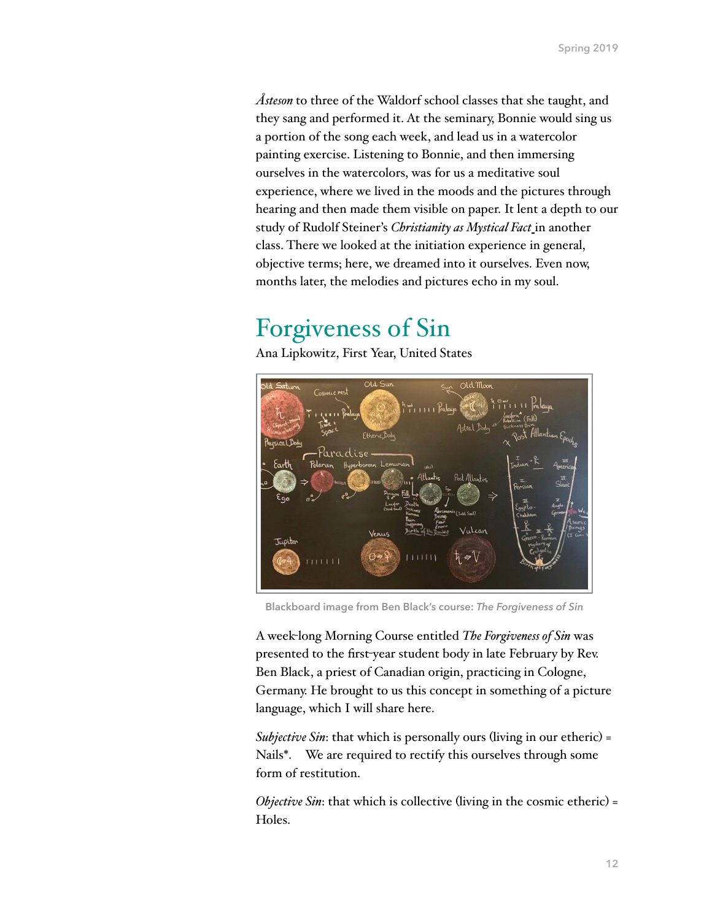*Åsteson* to three of the Waldorf school classes that she taught, and they sang and performed it. At the seminary, Bonnie would sing us a portion of the song each week, and lead us in a watercolor painting exercise. Listening to Bonnie, and then immersing ourselves in the watercolors, was for us a meditative soul experience, where we lived in the moods and the pictures through hearing and then made them visible on paper. It lent a depth to our study of Rudolf Steiner's *Christianity as Mystical Fact* in another class. There we looked at the initiation experience in general, objective terms; here, we dreamed into it ourselves. Even now, months later, the melodies and pictures echo in my soul.

## Forgiveness of Sin

Ana Lipkowitz, First Year, United States

Blackboard image from Ben Black's course: *The Forgiveness of Sin*

A week-long Morning Course entitled *The Forgiveness of Sin* was presented to the first-year student body in late February by Rev. Ben Black, a priest of Canadian origin, practicing in Cologne, Germany. He brought to us this concept in something of a picture language, which I will share here.

*Subjective Sin*: that which is personally ours (living in our etheric) = Nails*. We are required to rectify this ourselves through some form of restitution.

*Objective Sin*: that which is collective (living in the cosmic etheric) = Holes.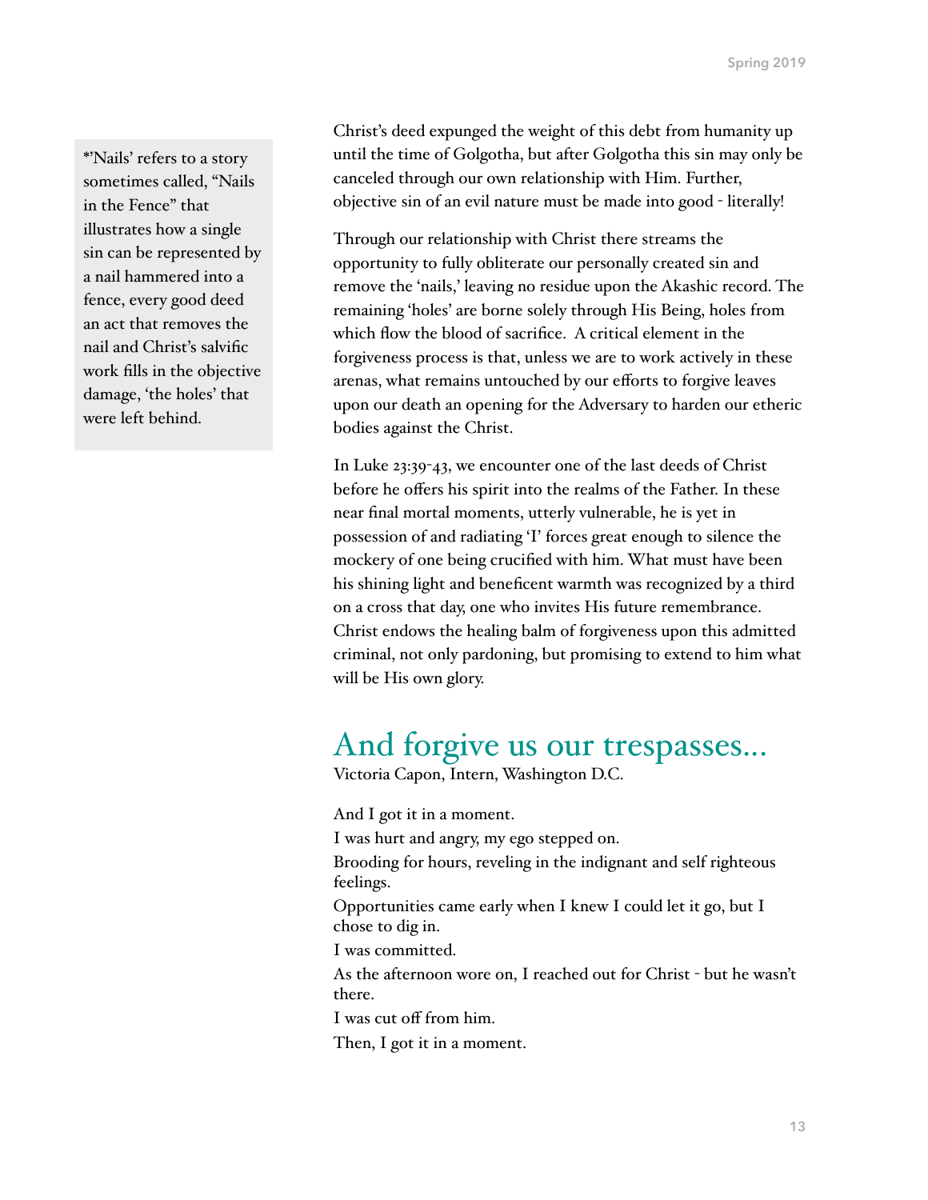Christ's deed expunged the weight of this debt from humanity up until the time of Golgotha, but after Golgotha this sin may only be canceled through our own relationship with Him. Further, objective sin of an evil nature must be made into good - literally!

Through our relationship with Christ there streams the opportunity to fully obliterate our personally created sin and remove the 'nails,' leaving no residue upon the Akashic record. The remaining 'holes' are borne solely through His Being, holes from which flow the blood of sacrifice. A critical element in the forgiveness process is that, unless we are to work actively in these arenas, what remains untouched by our efforts to forgive leaves upon our death an opening for the Adversary to harden our etheric bodies against the Christ.

In Luke 23:39-43, we encounter one of the last deeds of Christ before he offers his spirit into the realms of the Father. In these near final mortal moments, utterly vulnerable, he is yet in possession of and radiating 'I' forces great enough to silence the mockery of one being crucified with him. What must have been his shining light and beneficent warmth was recognized by a third on a cross that day, one who invites His future remembrance. Christ endows the healing balm of forgiveness upon this admitted criminal, not only pardoning, but promising to extend to him what will be His own glory.

*'Nails' refers to a story sometimes called, "Nails in the Fence" that illustrates how a single sin can be represented by a nail hammered into a fence, every good deed an act that removes the nail and Christ's salvific work fills in the objective damage, 'the holes' that were left behind.

## And forgive us our trespasses...

Victoria Capon, Intern, Washington D.C.

And I got it in a moment.

I was hurt and angry, my ego stepped on.

Brooding for hours, reveling in the indignant and self righteous feelings.

Opportunities came early when I knew I could let it go, but I chose to dig in.

I was committed.

As the afternoon wore on, I reached out for Christ - but he wasn't there.

I was cut off from him.

Then, I got it in a moment.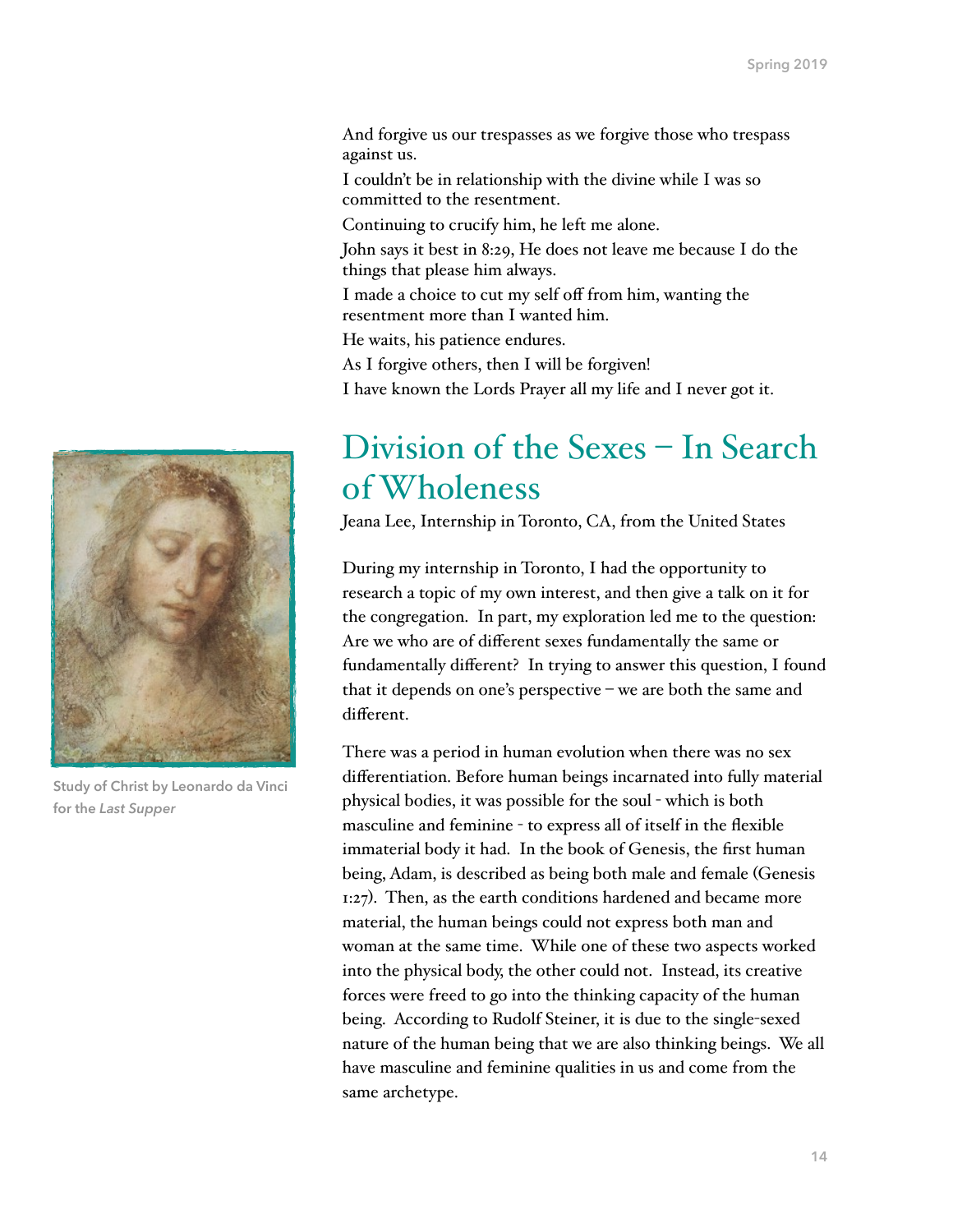And forgive us our trespasses as we forgive those who trespass against us.

I couldn't be in relationship with the divine while I was so committed to the resentment.

Continuing to crucify him, he left me alone.

John says it best in 8:29, He does not leave me because I do the things that please him always.

I made a choice to cut my self off from him, wanting the resentment more than I wanted him.

He waits, his patience endures.

As I forgive others, then I will be forgiven!

I have known the Lords Prayer all my life and I never got it.

Study of Christ by Leonardo da Vinci for the *Last Supper*

# Division of the Sexes – In Search of Wholeness

Jeana Lee, Internship in Toronto, CA, from the United States

During my internship in Toronto, I had the opportunity to research a topic of my own interest, and then give a talk on it for the congregation. In part, my exploration led me to the question: Are we who are of different sexes fundamentally the same or fundamentally different? In trying to answer this question, I found that it depends on one's perspective – we are both the same and different.

There was a period in human evolution when there was no sex differentiation. Before human beings incarnated into fully material physical bodies, it was possible for the soul - which is both masculine and feminine - to express all of itself in the flexible immaterial body it had. In the book of Genesis, the first human being, Adam, is described as being both male and female (Genesis 1:27). Then, as the earth conditions hardened and became more material, the human beings could not express both man and woman at the same time. While one of these two aspects worked into the physical body, the other could not. Instead, its creative forces were freed to go into the thinking capacity of the human being. According to Rudolf Steiner, it is due to the single-sexed nature of the human being that we are also thinking beings. We all have masculine and feminine qualities in us and come from the same archetype.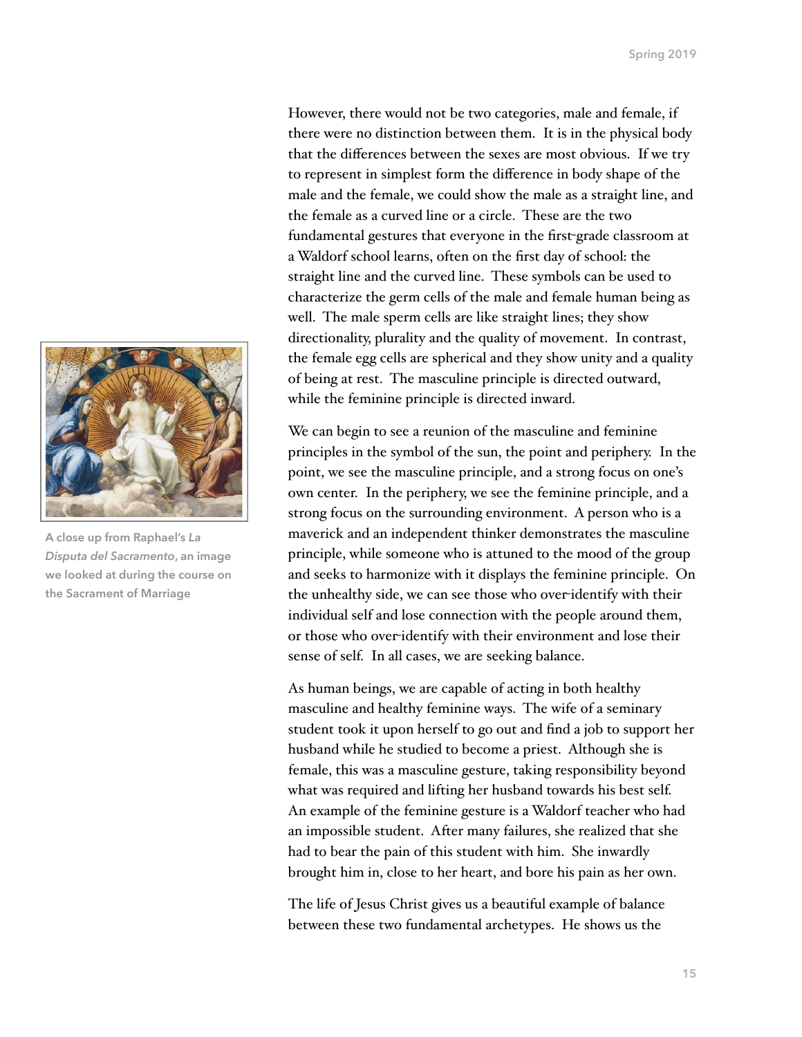However, there would not be two categories, male and female, if there were no distinction between them. It is in the physical body that the differences between the sexes are most obvious. If we try to represent in simplest form the difference in body shape of the male and the female, we could show the male as a straight line, and the female as a curved line or a circle. These are the two fundamental gestures that everyone in the first-grade classroom at a Waldorf school learns, often on the first day of school: the straight line and the curved line. These symbols can be used to characterize the germ cells of the male and female human being as well. The male sperm cells are like straight lines; they show directionality, plurality and the quality of movement. In contrast, the female egg cells are spherical and they show unity and a quality of being at rest. The masculine principle is directed outward, while the feminine principle is directed inward.

A close up from Raphael's *La Disputa del Sacramento*, an image we looked at during the course on the Sacrament of Marriage

We can begin to see a reunion of the masculine and feminine principles in the symbol of the sun, the point and periphery. In the point, we see the masculine principle, and a strong focus on one's own center. In the periphery, we see the feminine principle, and a strong focus on the surrounding environment. A person who is a maverick and an independent thinker demonstrates the masculine principle, while someone who is attuned to the mood of the group and seeks to harmonize with it displays the feminine principle. On the unhealthy side, we can see those who over-identify with their individual self and lose connection with the people around them, or those who over-identify with their environment and lose their sense of self. In all cases, we are seeking balance.

As human beings, we are capable of acting in both healthy masculine and healthy feminine ways. The wife of a seminary student took it upon herself to go out and find a job to support her husband while he studied to become a priest. Although she is female, this was a masculine gesture, taking responsibility beyond what was required and lifting her husband towards his best self. An example of the feminine gesture is a Waldorf teacher who had an impossible student. After many failures, she realized that she had to bear the pain of this student with him. She inwardly brought him in, close to her heart, and bore his pain as her own.

The life of Jesus Christ gives us a beautiful example of balance between these two fundamental archetypes. He shows us the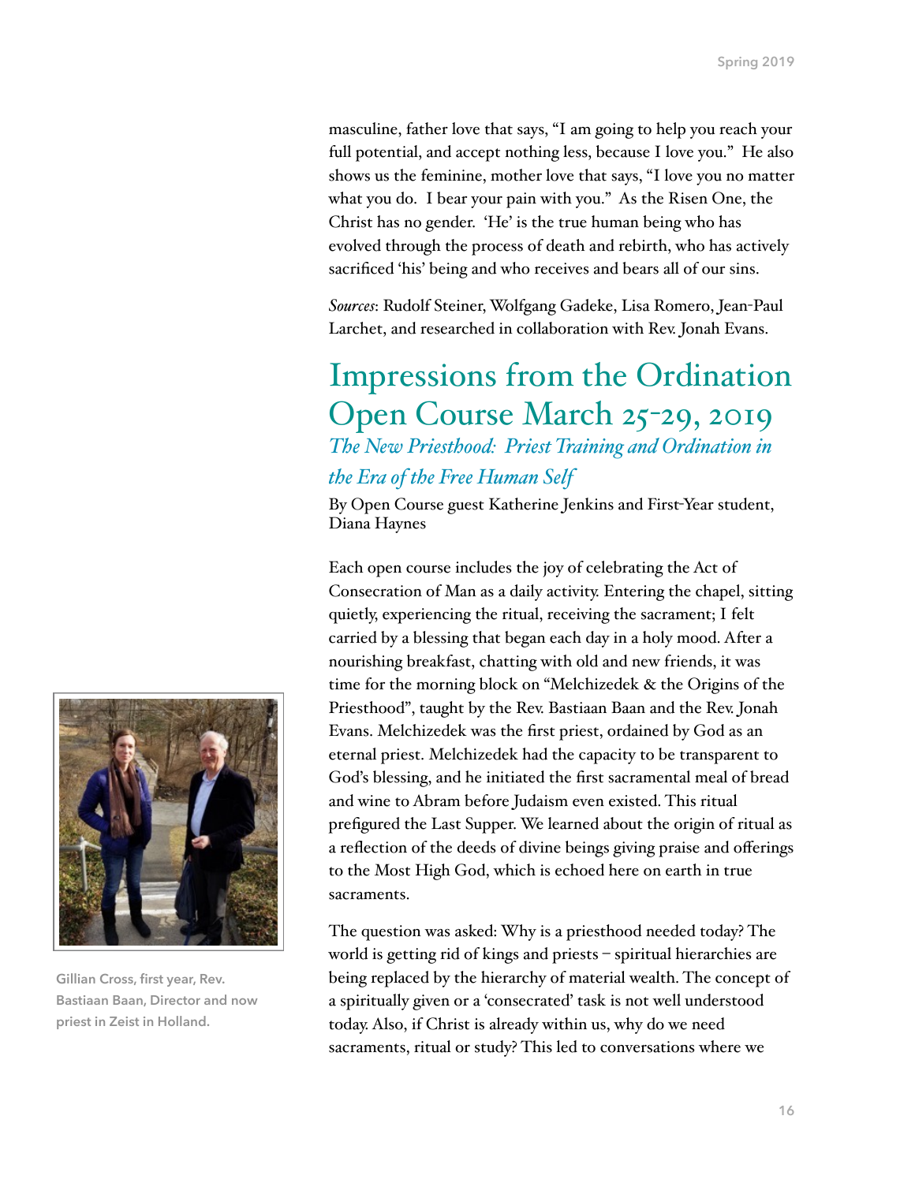masculine, father love that says, "I am going to help you reach your full potential, and accept nothing less, because I love you." He also shows us the feminine, mother love that says, "I love you no matter what you do. I bear your pain with you." As the Risen One, the Christ has no gender. 'He' is the true human being who has evolved through the process of death and rebirth, who has actively sacrificed 'his' being and who receives and bears all of our sins.

*Sources*: Rudolf Steiner, Wolfgang Gadeke, Lisa Romero, Jean-Paul Larchet, and researched in collaboration with Rev. Jonah Evans.

## Impressions from the Ordination Open Course March 25-29, 2019

### *The New Priesthood: Priest Training and Ordination in the Era of the Free Human Self*

By Open Course guest Katherine Jenkins and First-Year student, Diana Haynes

Each open course includes the joy of celebrating the Act of Consecration of Man as a daily activity. Entering the chapel, sitting quietly, experiencing the ritual, receiving the sacrament; I felt carried by a blessing that began each day in a holy mood. After a nourishing breakfast, chatting with old and new friends, it was time for the morning block on "Melchizedek & the Origins of the Priesthood", taught by the Rev. Bastiaan Baan and the Rev. Jonah Evans. Melchizedek was the first priest, ordained by God as an eternal priest. Melchizedek had the capacity to be transparent to God's blessing, and he initiated the first sacramental meal of bread and wine to Abram before Judaism even existed. This ritual prefigured the Last Supper. We learned about the origin of ritual as a reflection of the deeds of divine beings giving praise and offerings to the Most High God, which is echoed here on earth in true sacraments.

Gillian Cross, first year, Rev. Bastiaan Baan, Director and now priest in Zeist in Holland.

The question was asked: Why is a priesthood needed today? The world is getting rid of kings and priests – spiritual hierarchies are being replaced by the hierarchy of material wealth. The concept of a spiritually given or a 'consecrated' task is not well understood today. Also, if Christ is already within us, why do we need sacraments, ritual or study? This led to conversations where we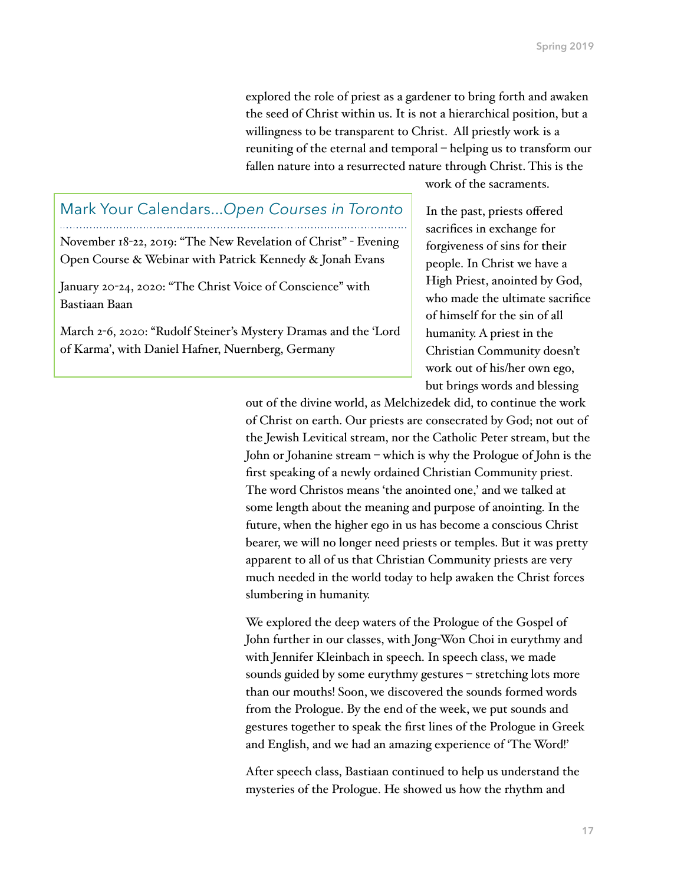explored the role of priest as a gardener to bring forth and awaken the seed of Christ within us. It is not a hierarchical position, but a willingness to be transparent to Christ. All priestly work is a reuniting of the eternal and temporal – helping us to transform our fallen nature into a resurrected nature through Christ. This is the work of the sacraments.

In the past, priests offered sacrifices in exchange for forgiveness of sins for their people. In Christ we have a High Priest, anointed by God, who made the ultimate sacrifice of himself for the sin of all humanity. A priest in the Christian Community doesn't work out of his/her own ego, but brings words and blessing out of the divine world, as Melchizedek did, to continue the work of Christ on earth. Our priests are consecrated by God; not out of the Jewish Levitical stream, nor the Catholic Peter stream, but the John or Johanine stream – which is why the Prologue of John is the first speaking of a newly ordained Christian Community priest. The word Christos means 'the anointed one,' and we talked at some length about the meaning and purpose of anointing. In the future, when the higher ego in us has become a conscious Christ bearer, we will no longer need priests or temples. But it was pretty apparent to all of us that Christian Community priests are very much needed in the world today to help awaken the Christ forces slumbering in humanity.

We explored the deep waters of the Prologue of the Gospel of John further in our classes, with Jong-Won Choi in eurythmy and with Jennifer Kleinbach in speech. In speech class, we made sounds guided by some eurythmy gestures – stretching lots more than our mouths! Soon, we discovered the sounds formed words from the Prologue. By the end of the week, we put sounds and gestures together to speak the first lines of the Prologue in Greek and English, and we had an amazing experience of 'The Word!'

After speech class, Bastiaan continued to help us understand the mysteries of the Prologue. He showed us how the rhythm and

## Mark Your Calendars...*Open Courses in Toronto*

November 18-22, 2019: "The New Revelation of Christ" - Evening Open Course & Webinar with Patrick Kennedy & Jonah Evans

January 20-24, 2020: "The Christ Voice of Conscience" with Bastiaan Baan

March 2-6, 2020: "Rudolf Steiner's Mystery Dramas and the 'Lord of Karma', with Daniel Hafner, Nuernberg, Germany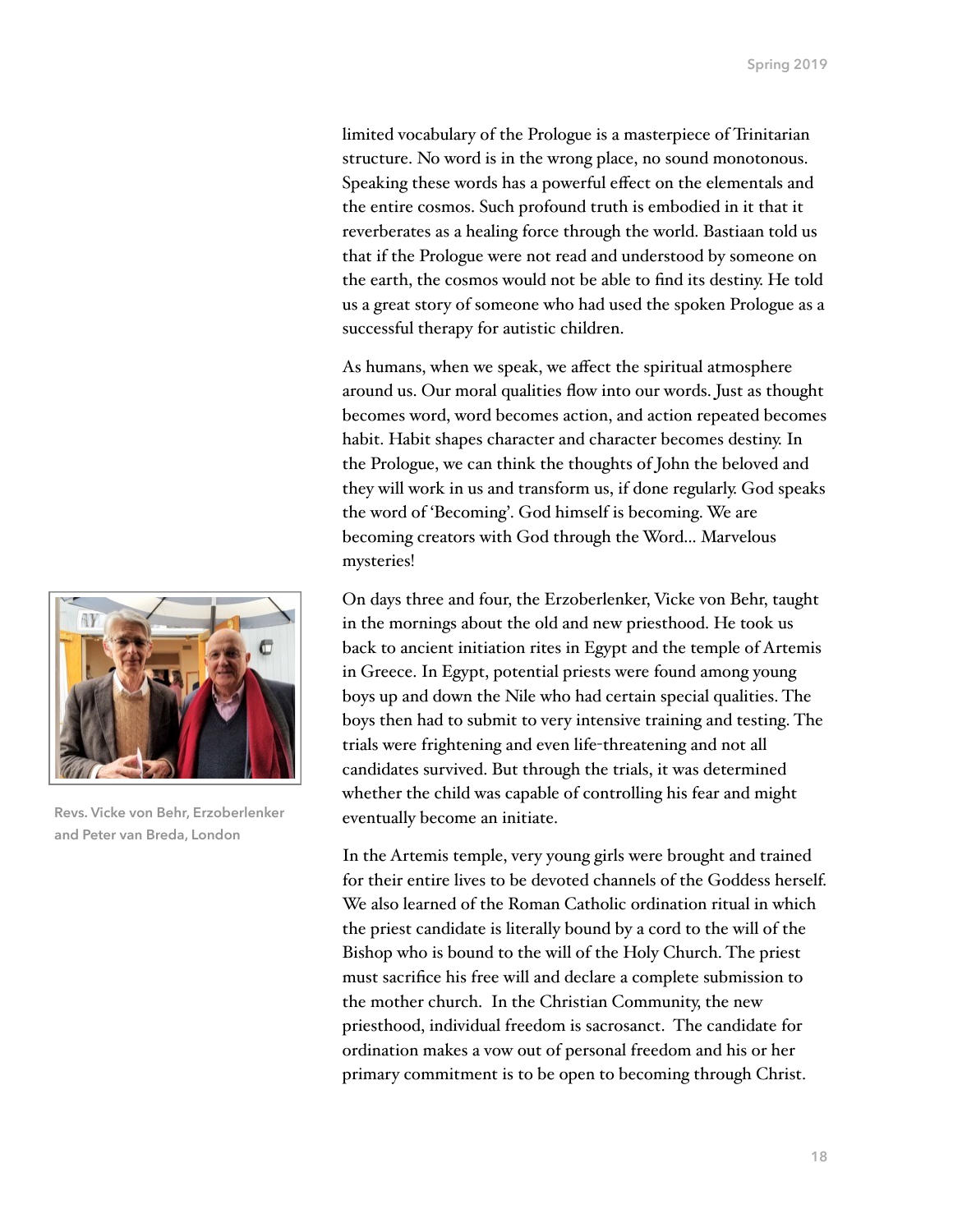limited vocabulary of the Prologue is a masterpiece of Trinitarian structure. No word is in the wrong place, no sound monotonous. Speaking these words has a powerful effect on the elementals and the entire cosmos. Such profound truth is embodied in it that it reverberates as a healing force through the world. Bastiaan told us that if the Prologue were not read and understood by someone on the earth, the cosmos would not be able to find its destiny. He told us a great story of someone who had used the spoken Prologue as a successful therapy for autistic children.

As humans, when we speak, we affect the spiritual atmosphere around us. Our moral qualities flow into our words. Just as thought becomes word, word becomes action, and action repeated becomes habit. Habit shapes character and character becomes destiny. In the Prologue, we can think the thoughts of John the beloved and they will work in us and transform us, if done regularly. God speaks the word of 'Becoming'. God himself is becoming. We are becoming creators with God through the Word… Marvelous mysteries!

Revs. Vicke von Behr, Erzoberlenker and Peter van Breda, London

On days three and four, the Erzoberlenker, Vicke von Behr, taught in the mornings about the old and new priesthood. He took us back to ancient initiation rites in Egypt and the temple of Artemis in Greece. In Egypt, potential priests were found among young boys up and down the Nile who had certain special qualities. The boys then had to submit to very intensive training and testing. The trials were frightening and even life-threatening and not all candidates survived. But through the trials, it was determined whether the child was capable of controlling his fear and might eventually become an initiate.

In the Artemis temple, very young girls were brought and trained for their entire lives to be devoted channels of the Goddess herself. We also learned of the Roman Catholic ordination ritual in which the priest candidate is literally bound by a cord to the will of the Bishop who is bound to the will of the Holy Church. The priest must sacrifice his free will and declare a complete submission to the mother church. In the Christian Community, the new priesthood, individual freedom is sacrosanct. The candidate for ordination makes a vow out of personal freedom and his or her primary commitment is to be open to becoming through Christ.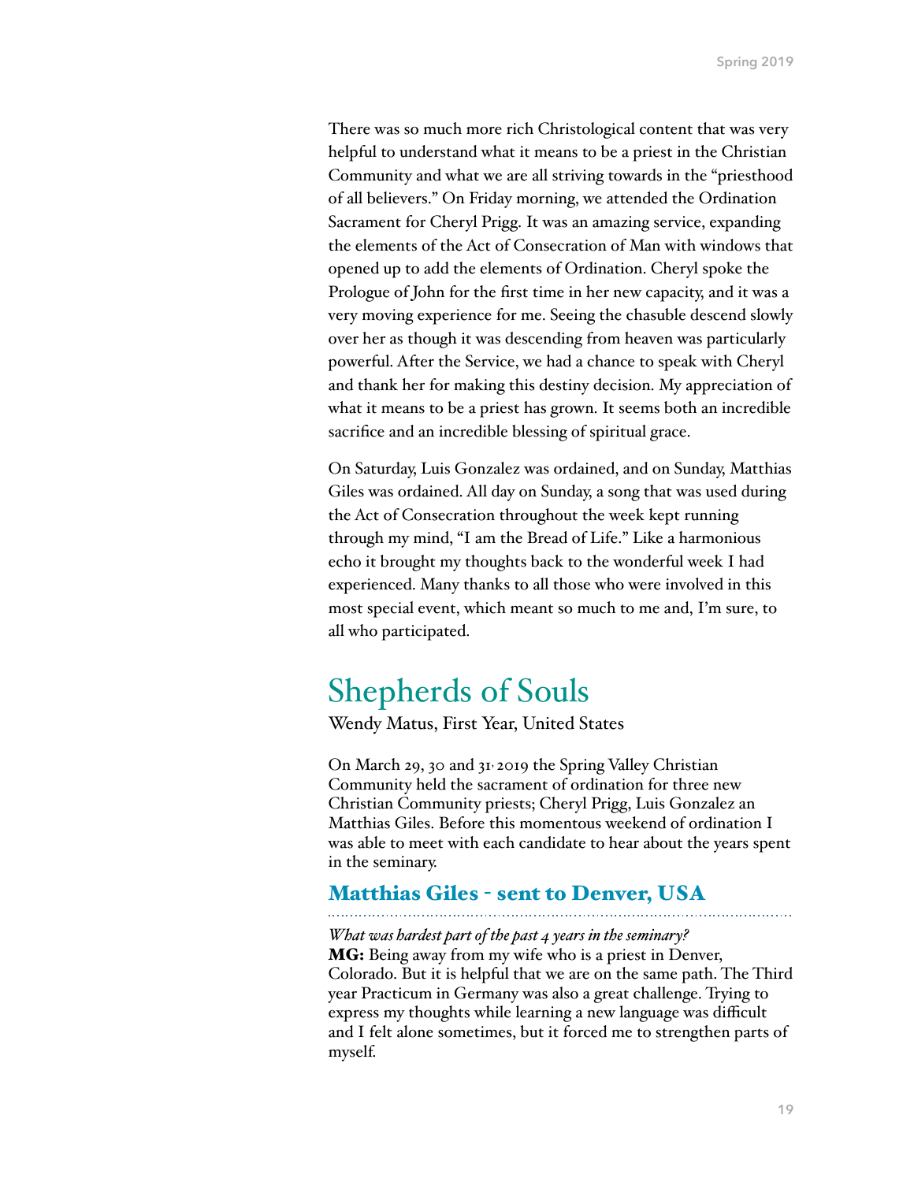There was so much more rich Christological content that was very helpful to understand what it means to be a priest in the Christian Community and what we are all striving towards in the "priesthood of all believers." On Friday morning, we attended the Ordination Sacrament for Cheryl Prigg. It was an amazing service, expanding the elements of the Act of Consecration of Man with windows that opened up to add the elements of Ordination. Cheryl spoke the Prologue of John for the first time in her new capacity, and it was a very moving experience for me. Seeing the chasuble descend slowly over her as though it was descending from heaven was particularly powerful. After the Service, we had a chance to speak with Cheryl and thank her for making this destiny decision. My appreciation of what it means to be a priest has grown. It seems both an incredible sacrifice and an incredible blessing of spiritual grace.

On Saturday, Luis Gonzalez was ordained, and on Sunday, Matthias Giles was ordained. All day on Sunday, a song that was used during the Act of Consecration throughout the week kept running through my mind, "I am the Bread of Life." Like a harmonious echo it brought my thoughts back to the wonderful week I had experienced. Many thanks to all those who were involved in this most special event, which meant so much to me and, I'm sure, to all who participated.

## Shepherds of Souls

Wendy Matus, First Year, United States

On March 29, 30 and 31, 2019 the Spring Valley Christian Community held the sacrament of ordination for three new Christian Community priests; Cheryl Prigg, Luis Gonzalez an Matthias Giles. Before this momentous weekend of ordination I was able to meet with each candidate to hear about the years spent in the seminary.

### Matthias Giles - sent to Denver, USA

*What was hardest part of the past 4 years in the seminary?*
**MG:** Being away from my wife who is a priest in Denver, Colorado. But it is helpful that we are on the same path. The Third year Practicum in Germany was also a great challenge. Trying to express my thoughts while learning a new language was difficult and I felt alone sometimes, but it forced me to strengthen parts of myself.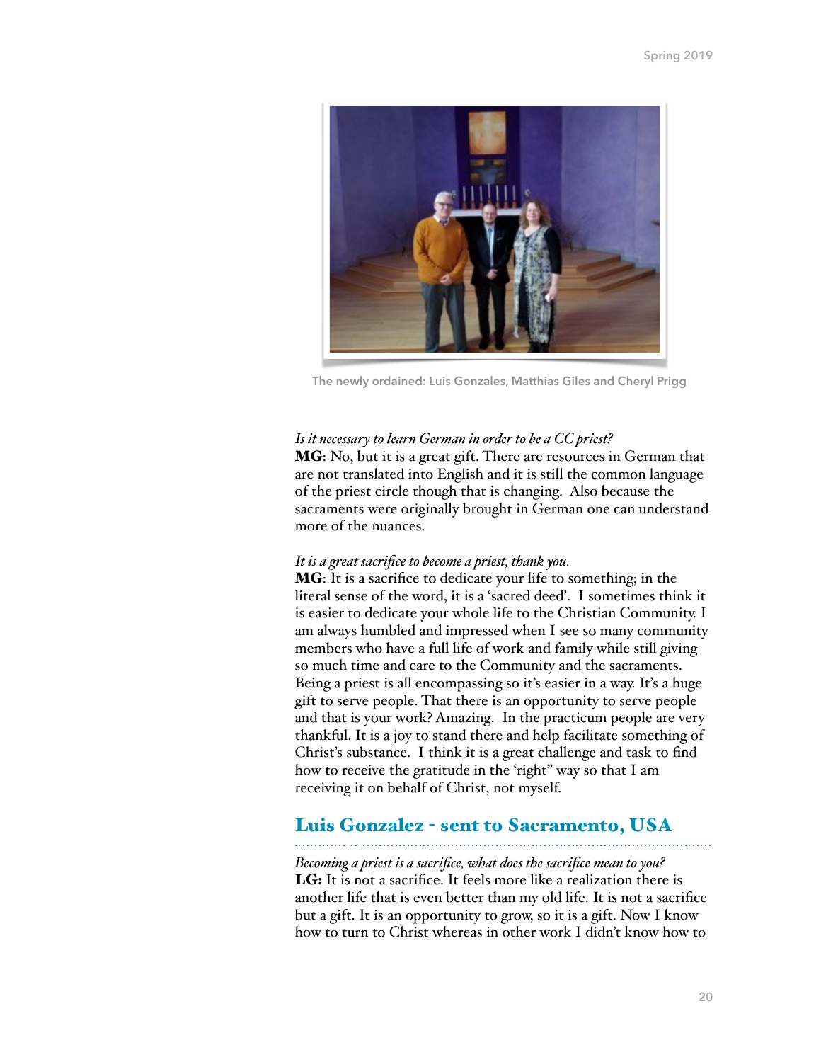The newly ordained: Luis Gonzales, Matthias Giles and Cheryl Prigg

*Is it necessary to learn German in order to be a CC priest?*
**MG**: No, but it is a great gift. There are resources in German that are not translated into English and it is still the common language of the priest circle though that is changing. Also because the sacraments were originally brought in German one can understand more of the nuances.

*It is a great sacrifice to become a priest, thank you.*
**MG**: It is a sacrifice to dedicate your life to something; in the literal sense of the word, it is a 'sacred deed'. I sometimes think it is easier to dedicate your whole life to the Christian Community. I am always humbled and impressed when I see so many community members who have a full life of work and family while still giving so much time and care to the Community and the sacraments. Being a priest is all encompassing so it's easier in a way. It's a huge gift to serve people. That there is an opportunity to serve people and that is your work? Amazing. In the practicum people are very thankful. It is a joy to stand there and help facilitate something of Christ's substance. I think it is a great challenge and task to find how to receive the gratitude in the 'right" way so that I am receiving it on behalf of Christ, not myself.

## Luis Gonzalez - sent to Sacramento, USA

*Becoming a priest is a sacrifice, what does the sacrifice mean to you?*
**LG:** It is not a sacrifice. It feels more like a realization there is another life that is even better than my old life. It is not a sacrifice but a gift. It is an opportunity to grow, so it is a gift. Now I know how to turn to Christ whereas in other work I didn't know how to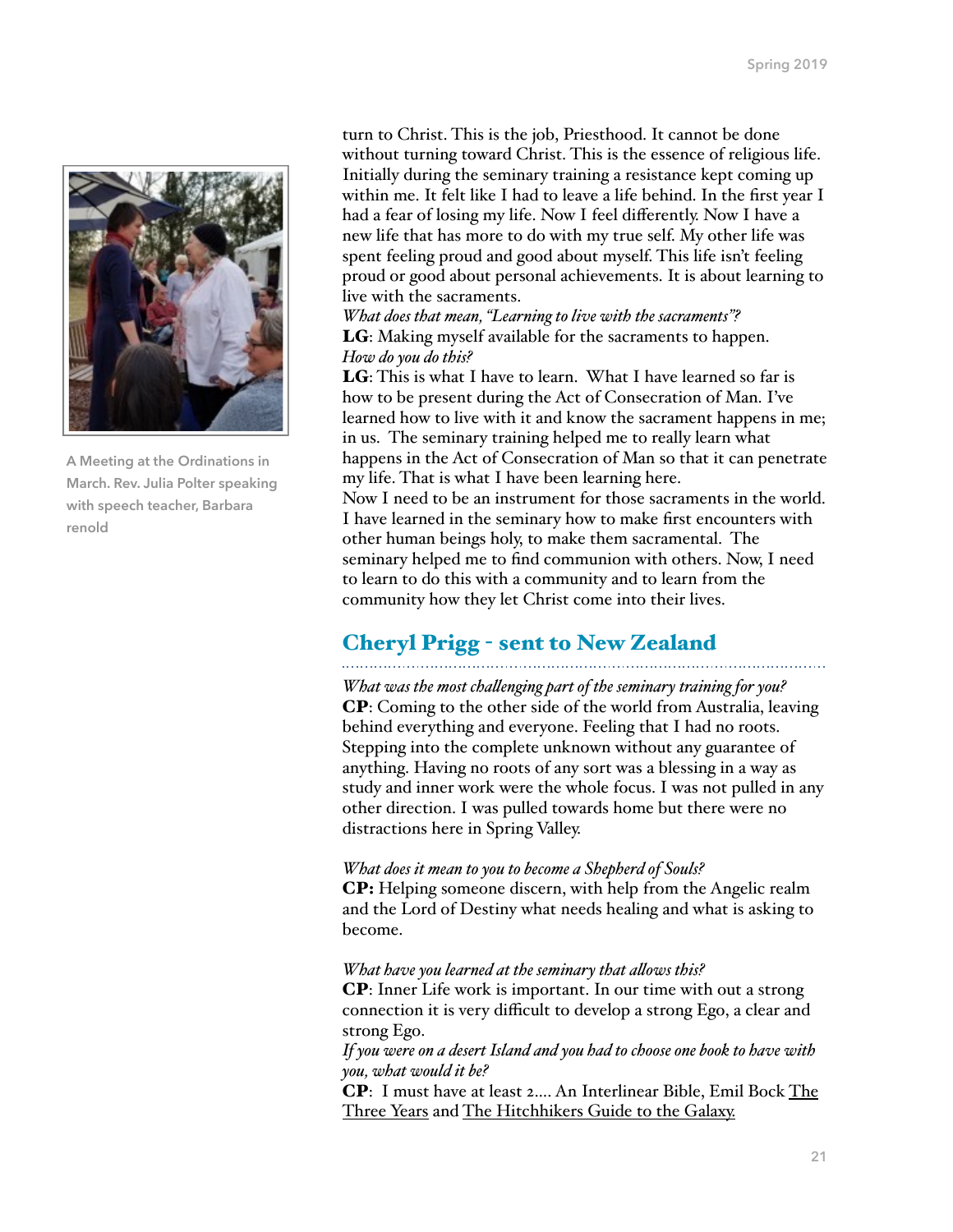turn to Christ. This is the job, Priesthood. It cannot be done without turning toward Christ. This is the essence of religious life. Initially during the seminary training a resistance kept coming up within me. It felt like I had to leave a life behind. In the first year I had a fear of losing my life. Now I feel differently. Now I have a new life that has more to do with my true self. My other life was spent feeling proud and good about myself. This life isn't feeling proud or good about personal achievements. It is about learning to live with the sacraments.

*What does that mean, "Learning to live with the sacraments"?*

**LG**: Making myself available for the sacraments to happen.

*How do you do this?*

**LG**: This is what I have to learn. What I have learned so far is how to be present during the Act of Consecration of Man. I've learned how to live with it and know the sacrament happens in me; in us. The seminary training helped me to really learn what happens in the Act of Consecration of Man so that it can penetrate my life. That is what I have been learning here.

Now I need to be an instrument for those sacraments in the world. I have learned in the seminary how to make first encounters with other human beings holy, to make them sacramental. The seminary helped me to find communion with others. Now, I need to learn to do this with a community and to learn from the community how they let Christ come into their lives.

A Meeting at the Ordinations in March. Rev. Julia Polter speaking with speech teacher, Barbara renold

## Cheryl Prigg - sent to New Zealand

*What was the most challenging part of the seminary training for you?*

**CP**: Coming to the other side of the world from Australia, leaving behind everything and everyone. Feeling that I had no roots. Stepping into the complete unknown without any guarantee of anything. Having no roots of any sort was a blessing in a way as study and inner work were the whole focus. I was not pulled in any other direction. I was pulled towards home but there were no distractions here in Spring Valley.

*What does it mean to you to become a Shepherd of Souls?*

**CP:** Helping someone discern, with help from the Angelic realm and the Lord of Destiny what needs healing and what is asking to become.

*What have you learned at the seminary that allows this?*

**CP**: Inner Life work is important. In our time with out a strong connection it is very difficult to develop a strong Ego, a clear and strong Ego.

*If you were on a desert Island and you had to choose one book to have with you, what would it be?*

**CP**: I must have at least 2.... An Interlinear Bible, Emil Bock The Three Years and The Hitchhikers Guide to the Galaxy.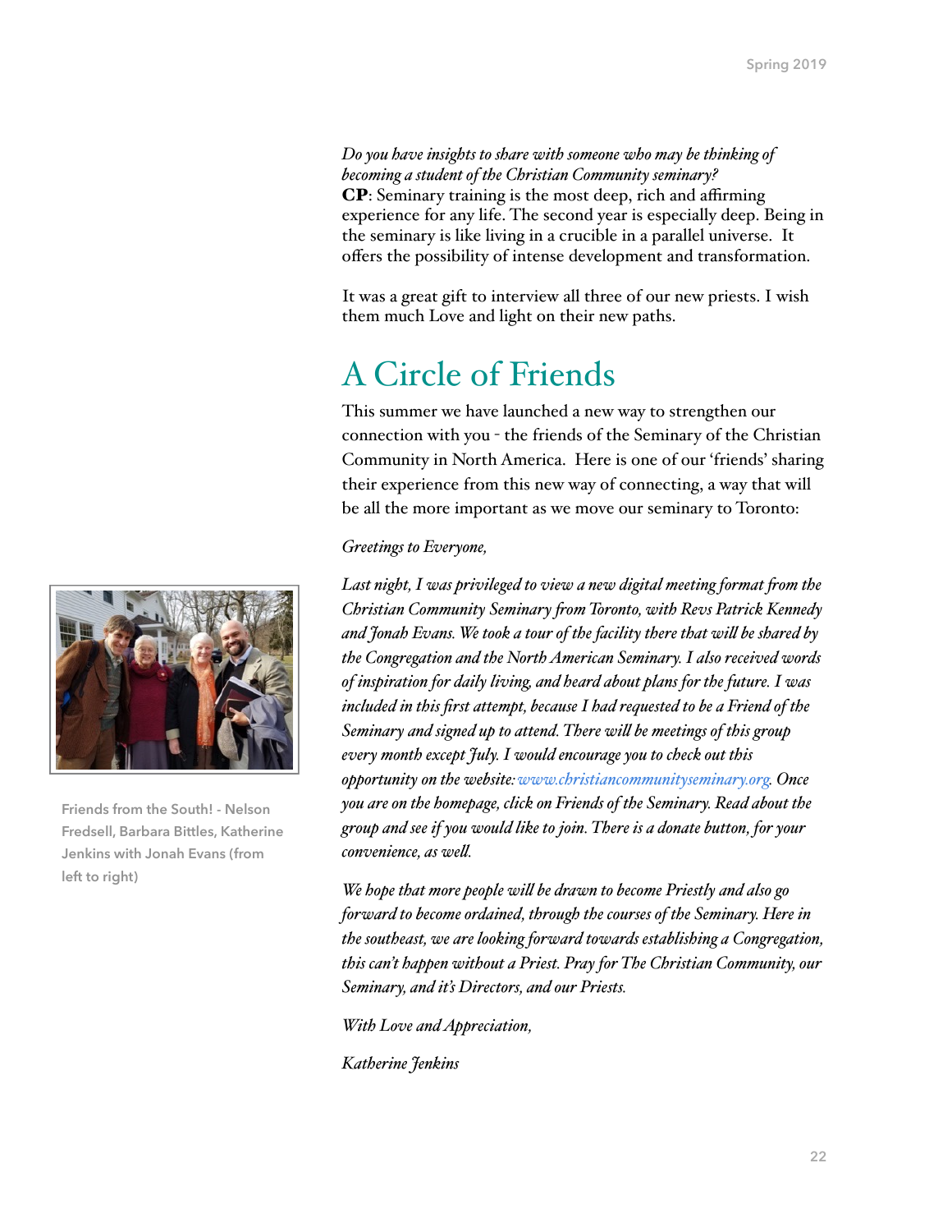*Do you have insights to share with someone who may be thinking of becoming a student of the Christian Community seminary?*
**CP**: Seminary training is the most deep, rich and affirming experience for any life. The second year is especially deep. Being in the seminary is like living in a crucible in a parallel universe. It offers the possibility of intense development and transformation.

It was a great gift to interview all three of our new priests. I wish them much Love and light on their new paths.

## A Circle of Friends

This summer we have launched a new way to strengthen our connection with you - the friends of the Seminary of the Christian Community in North America. Here is one of our 'friends' sharing their experience from this new way of connecting, a way that will be all the more important as we move our seminary to Toronto:

*Greetings to Everyone,*

*Last night, I was privileged to view a new digital meeting format from the Christian Community Seminary from Toronto, with Revs Patrick Kennedy and Jonah Evans. We took a tour of the facility there that will be shared by the Congregation and the North American Seminary. I also received words of inspiration for daily living, and heard about plans for the future. I was included in this first attempt, because I had requested to be a Friend of the Seminary and signed up to attend. There will be meetings of this group every month except July. I would encourage you to check out this opportunity on the website: www.christiancommunityseminary.org. Once you are on the homepage, click on Friends of the Seminary. Read about the group and see if you would like to join. There is a donate button, for your convenience, as well.*

*We hope that more people will be drawn to become Priestly and also go forward to become ordained, through the courses of the Seminary. Here in the southeast, we are looking forward towards establishing a Congregation, this can't happen without a Priest. Pray for The Christian Community, our Seminary, and it's Directors, and our Priests.*

*With Love and Appreciation,*

*Katherine Jenkins*

Friends from the South! - Nelson Fredsell, Barbara Bittles, Katherine Jenkins with Jonah Evans (from left to right)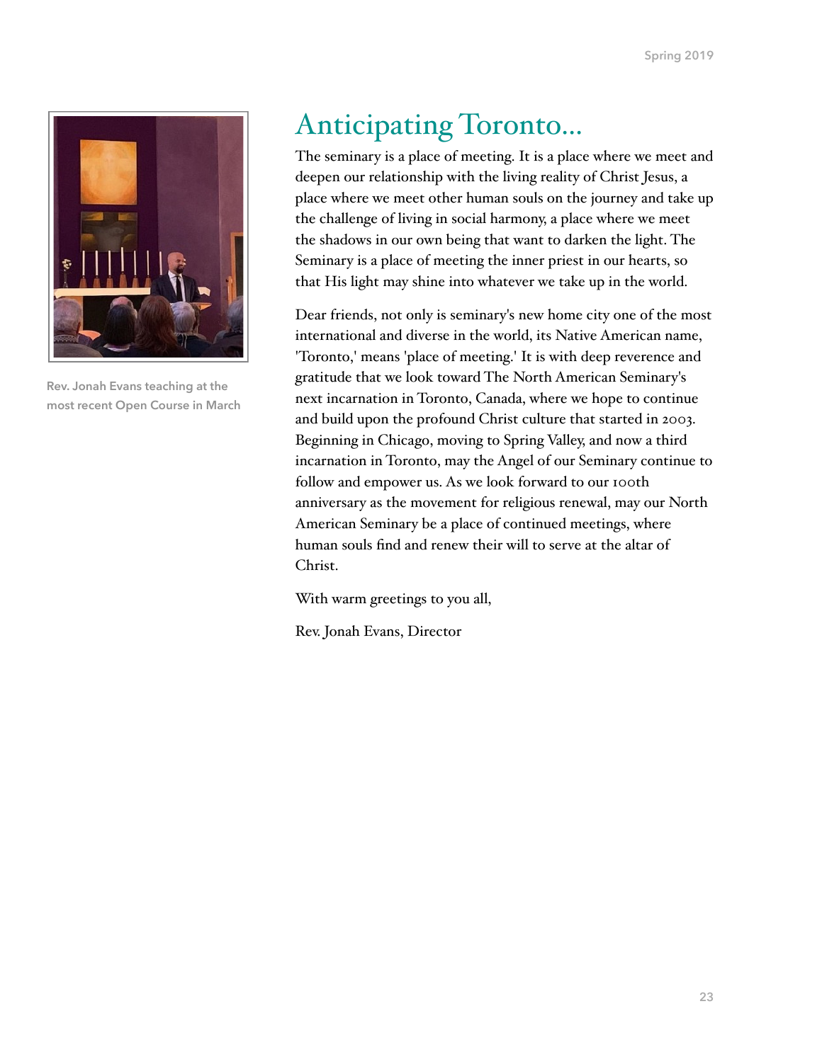Rev. Jonah Evans teaching at the most recent Open Course in March

# Anticipating Toronto...

The seminary is a place of meeting. It is a place where we meet and deepen our relationship with the living reality of Christ Jesus, a place where we meet other human souls on the journey and take up the challenge of living in social harmony, a place where we meet the shadows in our own being that want to darken the light. The Seminary is a place of meeting the inner priest in our hearts, so that His light may shine into whatever we take up in the world.

Dear friends, not only is seminary's new home city one of the most international and diverse in the world, its Native American name, 'Toronto,' means 'place of meeting.' It is with deep reverence and gratitude that we look toward The North American Seminary's next incarnation in Toronto, Canada, where we hope to continue and build upon the profound Christ culture that started in 2003. Beginning in Chicago, moving to Spring Valley, and now a third incarnation in Toronto, may the Angel of our Seminary continue to follow and empower us. As we look forward to our 100th anniversary as the movement for religious renewal, may our North American Seminary be a place of continued meetings, where human souls find and renew their will to serve at the altar of Christ.

With warm greetings to you all,

Rev. Jonah Evans, Director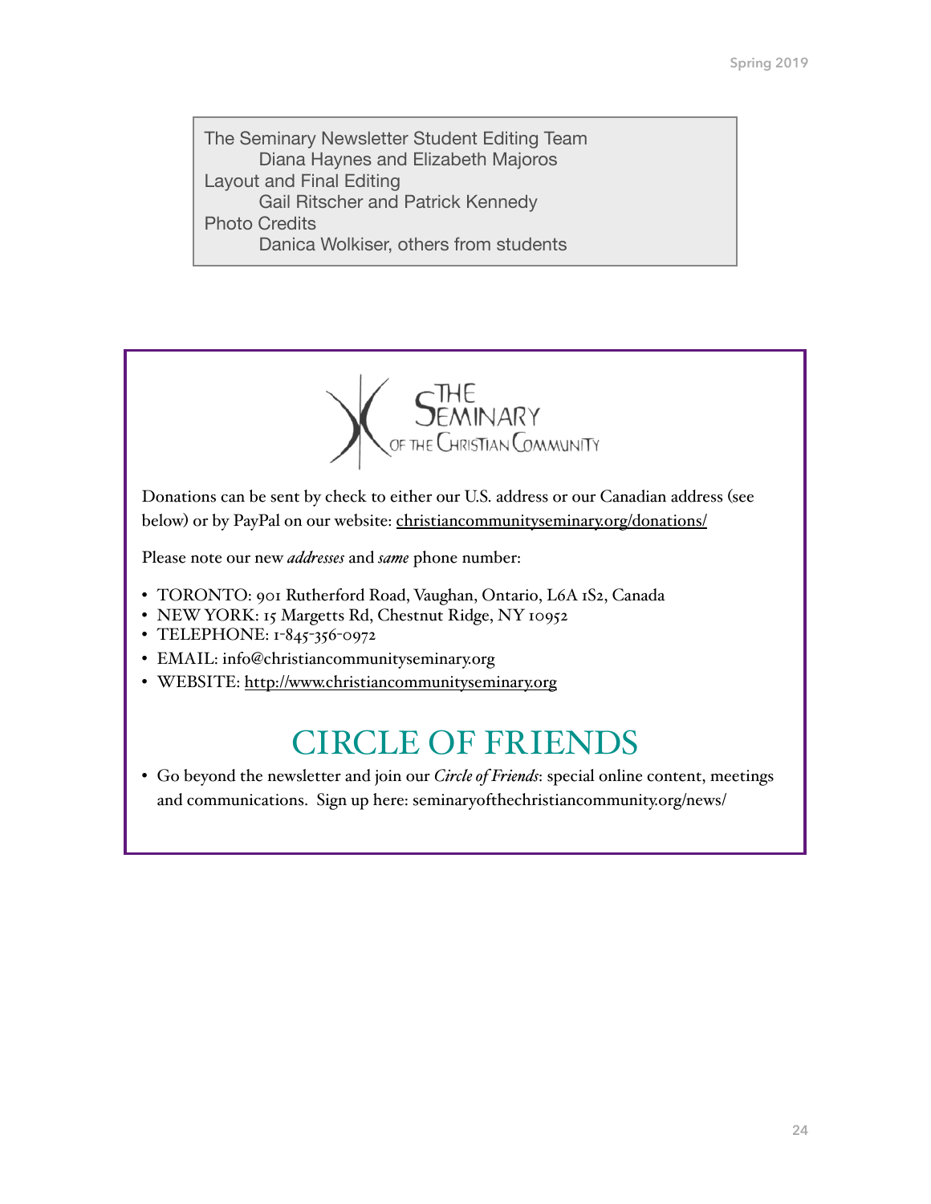The Seminary Newsletter Student Editing Team
Diana Haynes and Elizabeth Majoros
Layout and Final Editing
Gail Ritscher and Patrick Kennedy
Photo Credits
Danica Wolkiser, others from students

THE SEMINARY OF THE CHRISTIAN COMMUNITY

Donations can be sent by check to either our U.S. address or our Canadian address (see below) or by PayPal on our website: christiancommunityseminary.org/donations/

Please note our new *addresses* and *same* phone number:

- TORONTO: 901 Rutherford Road, Vaughan, Ontario, L6A 1S2, Canada
- NEW YORK: 15 Margetts Rd, Chestnut Ridge, NY 10952
- TELEPHONE: 1-845-356-0972
- EMAIL: info@christiancommunityseminary.org
- WEBSITE: http://www.christiancommunityseminary.org

# CIRCLE OF FRIENDS

- Go beyond the newsletter and join our *Circle of Friends*: special online content, meetings and communications. Sign up here: seminaryofthechristiancommunity.org/news/